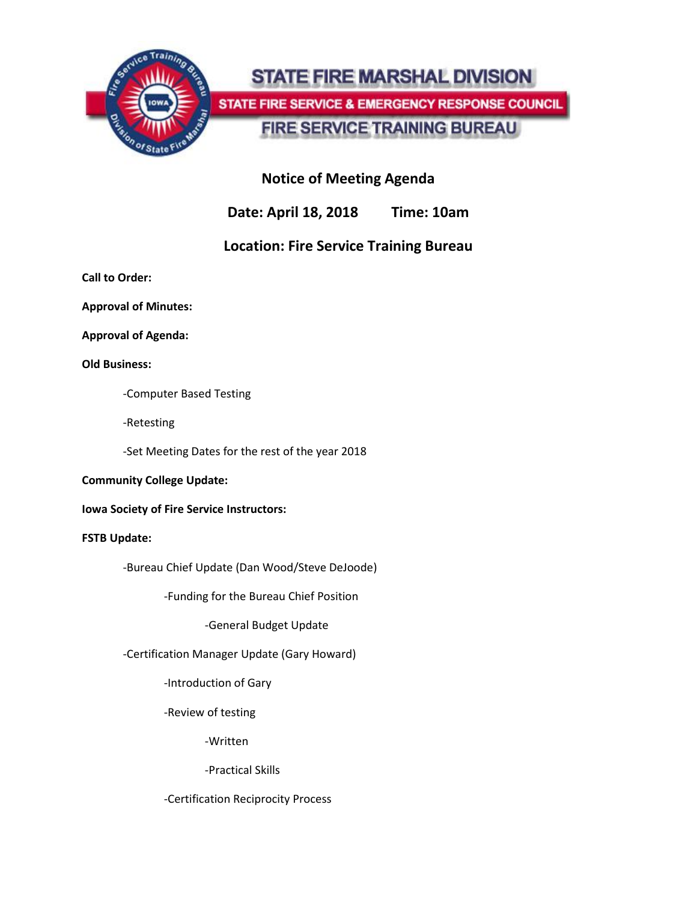# STATE FIRE MARSHAL DIVISION

## STATE FIRE SERVICE & EMERGENCY RESPONSE COUNCIL

## FIRE SERVICE TRAINING BUREAU

## Notice of Meeting Agenda

**Date: April 18, 2018 Time: 10am**

**Location: Fire Service Training Bureau**

**Call to Order:**

**Approval of Minutes:**

**Approval of Agenda:**

**Old Business:**

- Computer Based Testing
- Retesting
- Set Meeting Dates for the rest of the year 2018

**Community College Update:**

**Iowa Society of Fire Service Instructors:**

**FSTB Update:**

- Bureau Chief Update (Dan Wood/Steve DeJoode)
  - Funding for the Bureau Chief Position
    - General Budget Update
- Certification Manager Update (Gary Howard)
  - Introduction of Gary
  - Review of testing
    - Written
    - Practical Skills
  - Certification Reciprocity Process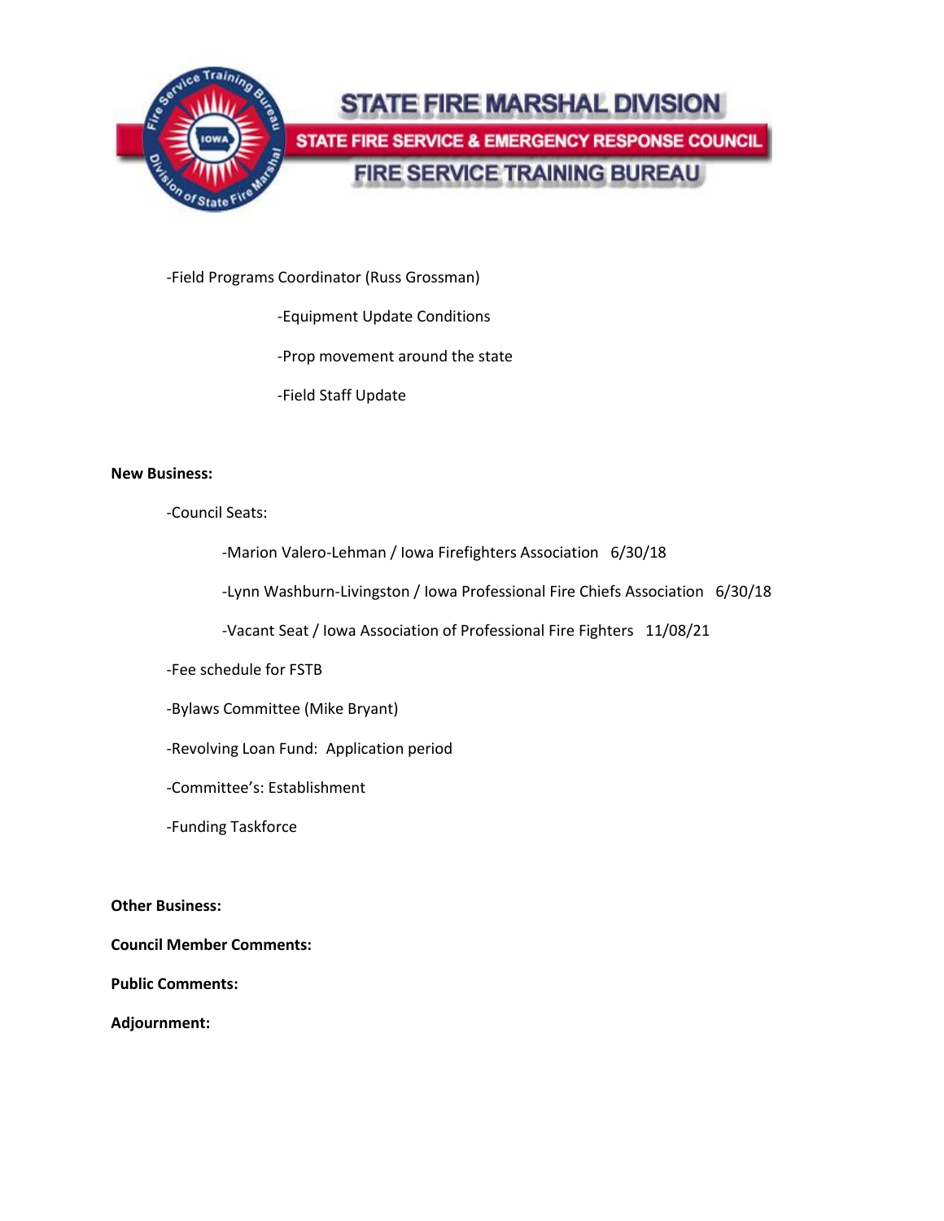-Field Programs Coordinator (Russ Grossman)

- -Equipment Update Conditions
- -Prop movement around the state
- -Field Staff Update

**New Business:**

-Council Seats:

- -Marion Valero-Lehman / Iowa Firefighters Association 6/30/18
- -Lynn Washburn-Livingston / Iowa Professional Fire Chiefs Association 6/30/18
- -Vacant Seat / Iowa Association of Professional Fire Fighters 11/08/21

-Fee schedule for FSTB

-Bylaws Committee (Mike Bryant)

-Revolving Loan Fund: Application period

-Committee's: Establishment

-Funding Taskforce

**Other Business:**

**Council Member Comments:**

**Public Comments:**

**Adjournment:**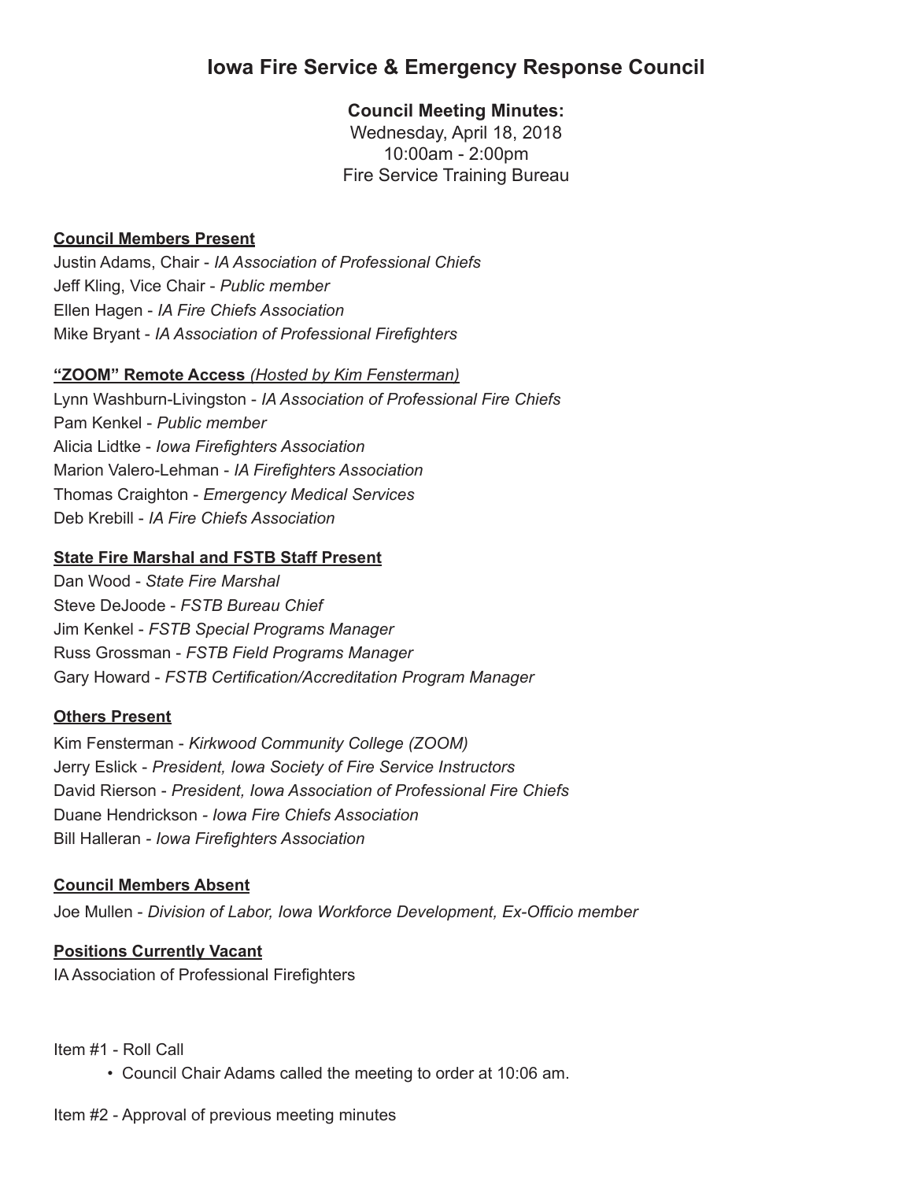# Iowa Fire Service & Emergency Response Council

**Council Meeting Minutes:**
Wednesday, April 18, 2018
10:00am - 2:00pm
Fire Service Training Bureau

**Council Members Present**

Justin Adams, Chair - *IA Association of Professional Chiefs*
Jeff Kling, Vice Chair - *Public member*
Ellen Hagen - *IA Fire Chiefs Association*
Mike Bryant - *IA Association of Professional Firefighters*

**"ZOOM" Remote Access** *(Hosted by Kim Fensterman)*

Lynn Washburn-Livingston - *IA Association of Professional Fire Chiefs*
Pam Kenkel - *Public member*
Alicia Lidtke - *Iowa Firefighters Association*
Marion Valero-Lehman - *IA Firefighters Association*
Thomas Craighton - *Emergency Medical Services*
Deb Krebill - *IA Fire Chiefs Association*

**State Fire Marshal and FSTB Staff Present**

Dan Wood - *State Fire Marshal*
Steve DeJoode - *FSTB Bureau Chief*
Jim Kenkel - *FSTB Special Programs Manager*
Russ Grossman - *FSTB Field Programs Manager*
Gary Howard - *FSTB Certification/Accreditation Program Manager*

**Others Present**

Kim Fensterman - *Kirkwood Community College (ZOOM)*
Jerry Eslick - *President, Iowa Society of Fire Service Instructors*
David Rierson - *President, Iowa Association of Professional Fire Chiefs*
Duane Hendrickson - *Iowa Fire Chiefs Association*
Bill Halleran - *Iowa Firefighters Association*

**Council Members Absent**

Joe Mullen - *Division of Labor, Iowa Workforce Development, Ex-Officio member*

**Positions Currently Vacant**

IA Association of Professional Firefighters

Item #1 - Roll Call

- Council Chair Adams called the meeting to order at 10:06 am.

Item #2 - Approval of previous meeting minutes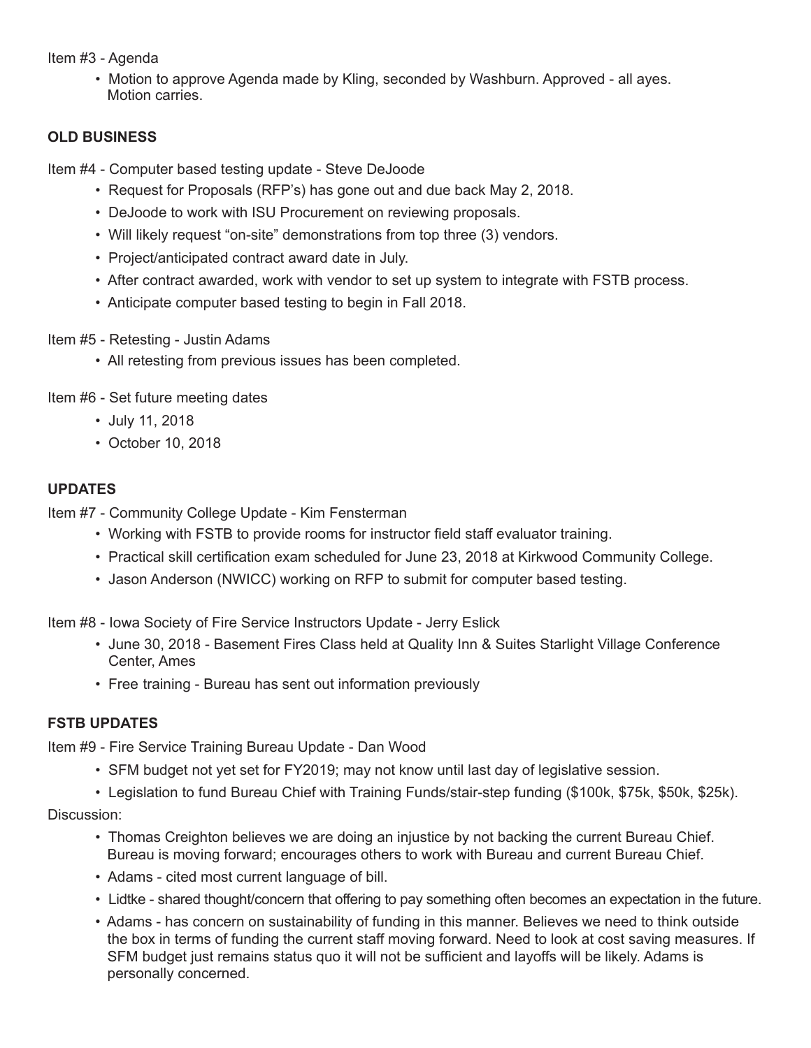Item #3 - Agenda

- Motion to approve Agenda made by Kling, seconded by Washburn. Approved - all ayes. Motion carries.

**OLD BUSINESS**

Item #4 - Computer based testing update - Steve DeJoode

- Request for Proposals (RFP's) has gone out and due back May 2, 2018.
- DeJoode to work with ISU Procurement on reviewing proposals.
- Will likely request "on-site" demonstrations from top three (3) vendors.
- Project/anticipated contract award date in July.
- After contract awarded, work with vendor to set up system to integrate with FSTB process.
- Anticipate computer based testing to begin in Fall 2018.

Item #5 - Retesting - Justin Adams

- All retesting from previous issues has been completed.

Item #6 - Set future meeting dates

- July 11, 2018
- October 10, 2018

**UPDATES**

Item #7 - Community College Update - Kim Fensterman

- Working with FSTB to provide rooms for instructor field staff evaluator training.
- Practical skill certification exam scheduled for June 23, 2018 at Kirkwood Community College.
- Jason Anderson (NWICC) working on RFP to submit for computer based testing.

Item #8 - Iowa Society of Fire Service Instructors Update - Jerry Eslick

- June 30, 2018 - Basement Fires Class held at Quality Inn & Suites Starlight Village Conference Center, Ames
- Free training - Bureau has sent out information previously

**FSTB UPDATES**

Item #9 - Fire Service Training Bureau Update - Dan Wood

- SFM budget not yet set for FY2019; may not know until last day of legislative session.
- Legislation to fund Bureau Chief with Training Funds/stair-step funding ($100k, $75k, $50k, $25k).

Discussion:

- Thomas Creighton believes we are doing an injustice by not backing the current Bureau Chief. Bureau is moving forward; encourages others to work with Bureau and current Bureau Chief.
- Adams - cited most current language of bill.
- Lidtke - shared thought/concern that offering to pay something often becomes an expectation in the future.
- Adams - has concern on sustainability of funding in this manner. Believes we need to think outside the box in terms of funding the current staff moving forward. Need to look at cost saving measures. If SFM budget just remains status quo it will not be sufficient and layoffs will be likely. Adams is personally concerned.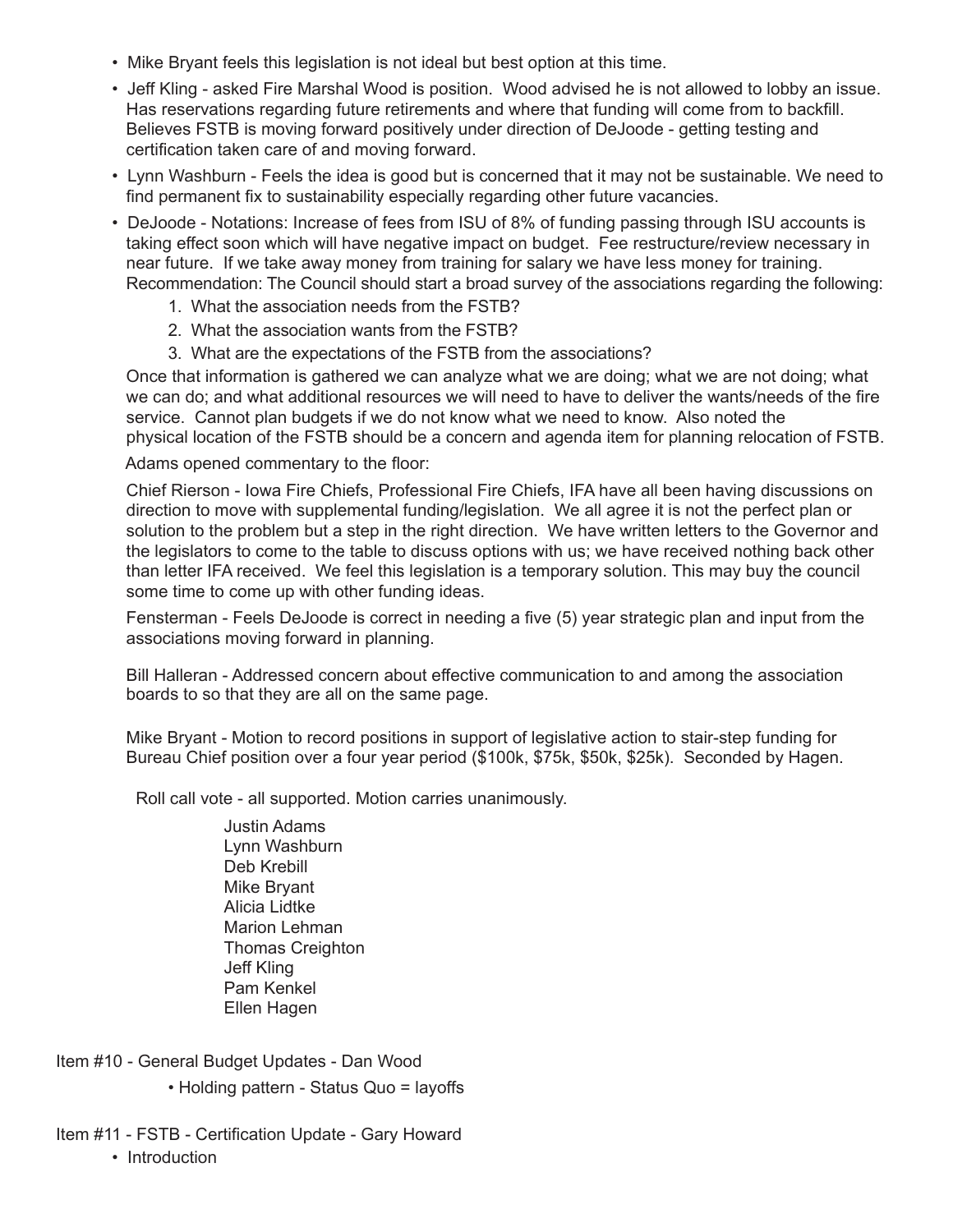- Mike Bryant feels this legislation is not ideal but best option at this time.
- Jeff Kling - asked Fire Marshal Wood is position. Wood advised he is not allowed to lobby an issue. Has reservations regarding future retirements and where that funding will come from to backfill. Believes FSTB is moving forward positively under direction of DeJoode - getting testing and certification taken care of and moving forward.
- Lynn Washburn - Feels the idea is good but is concerned that it may not be sustainable. We need to find permanent fix to sustainability especially regarding other future vacancies.
- DeJoode - Notations: Increase of fees from ISU of 8% of funding passing through ISU accounts is taking effect soon which will have negative impact on budget. Fee restructure/review necessary in near future. If we take away money from training for salary we have less money for training. Recommendation: The Council should start a broad survey of the associations regarding the following:
  1. What the association needs from the FSTB?
  2. What the association wants from the FSTB?
  3. What are the expectations of the FSTB from the associations?

  Once that information is gathered we can analyze what we are doing; what we are not doing; what we can do; and what additional resources we will need to have to deliver the wants/needs of the fire service. Cannot plan budgets if we do not know what we need to know. Also noted the physical location of the FSTB should be a concern and agenda item for planning relocation of FSTB.

Adams opened commentary to the floor:

Chief Rierson - Iowa Fire Chiefs, Professional Fire Chiefs, IFA have all been having discussions on direction to move with supplemental funding/legislation. We all agree it is not the perfect plan or solution to the problem but a step in the right direction. We have written letters to the Governor and the legislators to come to the table to discuss options with us; we have received nothing back other than letter IFA received. We feel this legislation is a temporary solution. This may buy the council some time to come up with other funding ideas.

Fensterman - Feels DeJoode is correct in needing a five (5) year strategic plan and input from the associations moving forward in planning.

Bill Halleran - Addressed concern about effective communication to and among the association boards to so that they are all on the same page.

Mike Bryant - Motion to record positions in support of legislative action to stair-step funding for Bureau Chief position over a four year period ($100k, $75k, $50k, $25k). Seconded by Hagen.

Roll call vote - all supported. Motion carries unanimously.

Justin Adams
Lynn Washburn
Deb Krebill
Mike Bryant
Alicia Lidtke
Marion Lehman
Thomas Creighton
Jeff Kling
Pam Kenkel
Ellen Hagen

Item #10 - General Budget Updates - Dan Wood

- Holding pattern - Status Quo = layoffs

Item #11 - FSTB - Certification Update - Gary Howard

- Introduction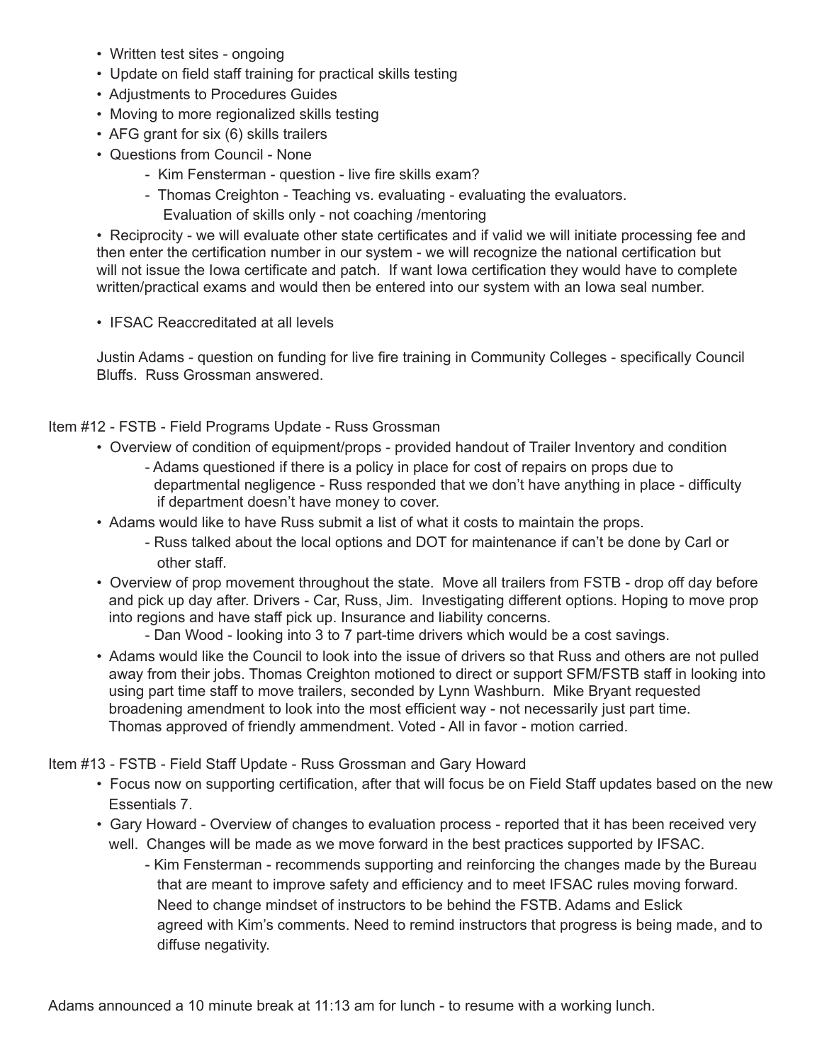- Written test sites - ongoing
- Update on field staff training for practical skills testing
- Adjustments to Procedures Guides
- Moving to more regionalized skills testing
- AFG grant for six (6) skills trailers
- Questions from Council - None
  - Kim Fensterman - question - live fire skills exam?
  - Thomas Creighton - Teaching vs. evaluating - evaluating the evaluators. Evaluation of skills only - not coaching /mentoring
- Reciprocity - we will evaluate other state certificates and if valid we will initiate processing fee and then enter the certification number in our system - we will recognize the national certification but will not issue the Iowa certificate and patch. If want Iowa certification they would have to complete written/practical exams and would then be entered into our system with an Iowa seal number.

- IFSAC Reaccreditated at all levels

Justin Adams - question on funding for live fire training in Community Colleges - specifically Council Bluffs. Russ Grossman answered.

Item #12 - FSTB - Field Programs Update - Russ Grossman

- Overview of condition of equipment/props - provided handout of Trailer Inventory and condition
  - Adams questioned if there is a policy in place for cost of repairs on props due to departmental negligence - Russ responded that we don't have anything in place - difficulty if department doesn't have money to cover.
- Adams would like to have Russ submit a list of what it costs to maintain the props.
  - Russ talked about the local options and DOT for maintenance if can't be done by Carl or other staff.
- Overview of prop movement throughout the state. Move all trailers from FSTB - drop off day before and pick up day after. Drivers - Car, Russ, Jim. Investigating different options. Hoping to move prop into regions and have staff pick up. Insurance and liability concerns.
  - Dan Wood - looking into 3 to 7 part-time drivers which would be a cost savings.
- Adams would like the Council to look into the issue of drivers so that Russ and others are not pulled away from their jobs. Thomas Creighton motioned to direct or support SFM/FSTB staff in looking into using part time staff to move trailers, seconded by Lynn Washburn. Mike Bryant requested broadening amendment to look into the most efficient way - not necessarily just part time. Thomas approved of friendly ammendment. Voted - All in favor - motion carried.

Item #13 - FSTB - Field Staff Update - Russ Grossman and Gary Howard

- Focus now on supporting certification, after that will focus be on Field Staff updates based on the new Essentials 7.
- Gary Howard - Overview of changes to evaluation process - reported that it has been received very well. Changes will be made as we move forward in the best practices supported by IFSAC.
  - Kim Fensterman - recommends supporting and reinforcing the changes made by the Bureau that are meant to improve safety and efficiency and to meet IFSAC rules moving forward. Need to change mindset of instructors to be behind the FSTB. Adams and Eslick agreed with Kim's comments. Need to remind instructors that progress is being made, and to diffuse negativity.

Adams announced a 10 minute break at 11:13 am for lunch - to resume with a working lunch.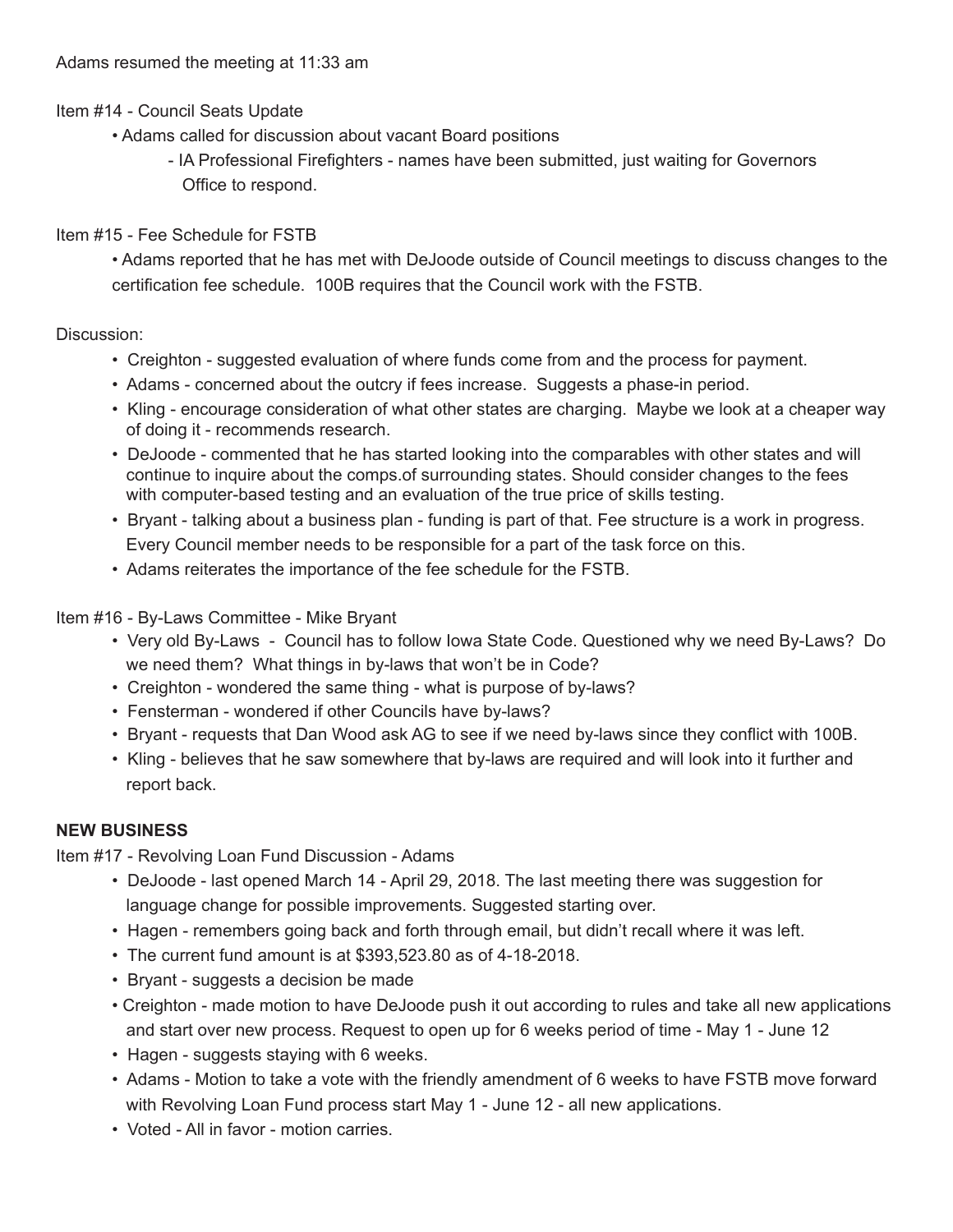Adams resumed the meeting at 11:33 am

Item #14 - Council Seats Update

- Adams called for discussion about vacant Board positions
  - IA Professional Firefighters - names have been submitted, just waiting for Governors Office to respond.

Item #15 - Fee Schedule for FSTB

- Adams reported that he has met with DeJoode outside of Council meetings to discuss changes to the certification fee schedule. 100B requires that the Council work with the FSTB.

Discussion:

- Creighton - suggested evaluation of where funds come from and the process for payment.
- Adams - concerned about the outcry if fees increase. Suggests a phase-in period.
- Kling - encourage consideration of what other states are charging. Maybe we look at a cheaper way of doing it - recommends research.
- DeJoode - commented that he has started looking into the comparables with other states and will continue to inquire about the comps.of surrounding states. Should consider changes to the fees with computer-based testing and an evaluation of the true price of skills testing.
- Bryant - talking about a business plan - funding is part of that. Fee structure is a work in progress. Every Council member needs to be responsible for a part of the task force on this.
- Adams reiterates the importance of the fee schedule for the FSTB.

Item #16 - By-Laws Committee - Mike Bryant

- Very old By-Laws - Council has to follow Iowa State Code. Questioned why we need By-Laws? Do we need them? What things in by-laws that won't be in Code?
- Creighton - wondered the same thing - what is purpose of by-laws?
- Fensterman - wondered if other Councils have by-laws?
- Bryant - requests that Dan Wood ask AG to see if we need by-laws since they conflict with 100B.
- Kling - believes that he saw somewhere that by-laws are required and will look into it further and report back.

**NEW BUSINESS**

Item #17 - Revolving Loan Fund Discussion - Adams

- DeJoode - last opened March 14 - April 29, 2018. The last meeting there was suggestion for language change for possible improvements. Suggested starting over.
- Hagen - remembers going back and forth through email, but didn't recall where it was left.
- The current fund amount is at $393,523.80 as of 4-18-2018.
- Bryant - suggests a decision be made
- Creighton - made motion to have DeJoode push it out according to rules and take all new applications and start over new process. Request to open up for 6 weeks period of time - May 1 - June 12
- Hagen - suggests staying with 6 weeks.
- Adams - Motion to take a vote with the friendly amendment of 6 weeks to have FSTB move forward with Revolving Loan Fund process start May 1 - June 12 - all new applications.
- Voted - All in favor - motion carries.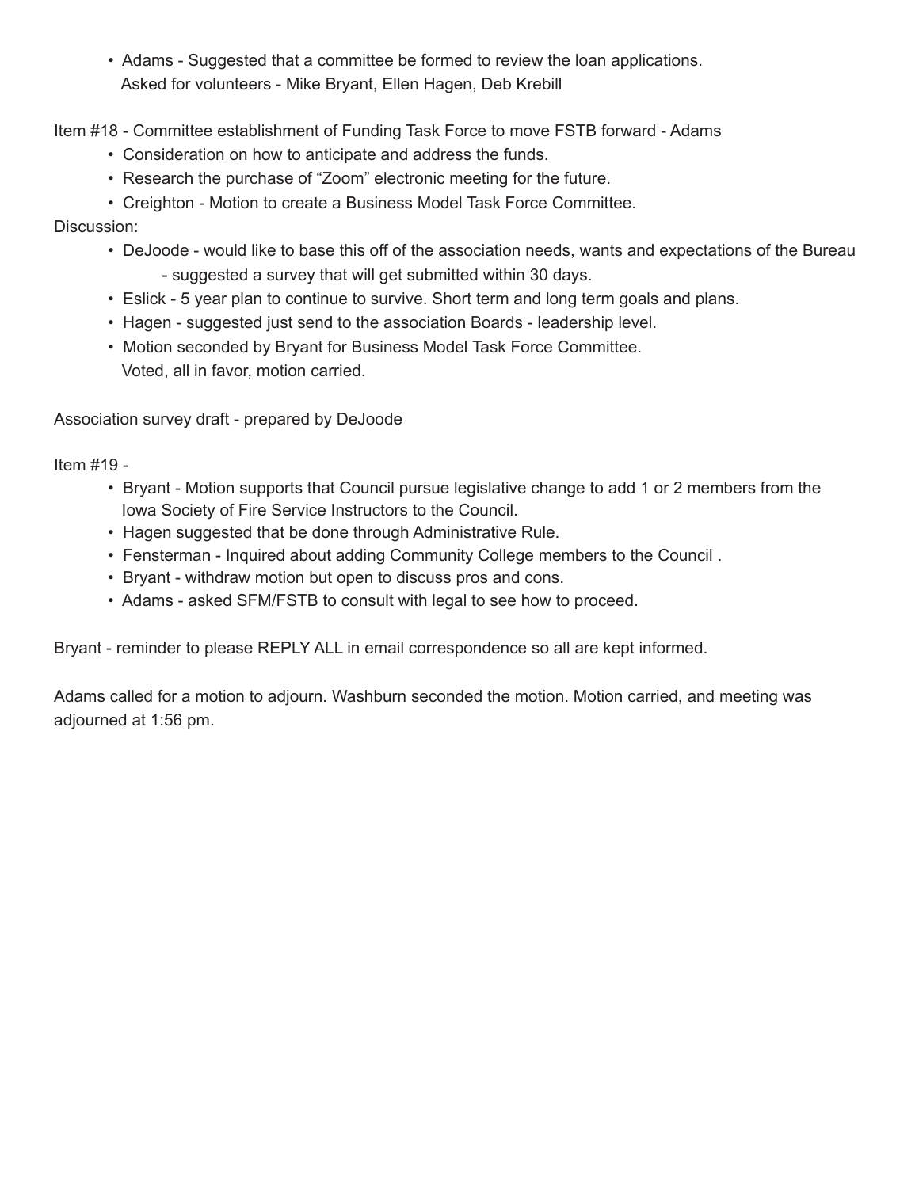- Adams - Suggested that a committee be formed to review the loan applications.
  Asked for volunteers - Mike Bryant, Ellen Hagen, Deb Krebill

Item #18 - Committee establishment of Funding Task Force to move FSTB forward - Adams

- Consideration on how to anticipate and address the funds.
- Research the purchase of “Zoom” electronic meeting for the future.
- Creighton - Motion to create a Business Model Task Force Committee.

Discussion:

- DeJoode - would like to base this off of the association needs, wants and expectations of the Bureau
  - suggested a survey that will get submitted within 30 days.
- Eslick - 5 year plan to continue to survive. Short term and long term goals and plans.
- Hagen - suggested just send to the association Boards - leadership level.
- Motion seconded by Bryant for Business Model Task Force Committee.
  Voted, all in favor, motion carried.

Association survey draft - prepared by DeJoode

Item #19 -

- Bryant - Motion supports that Council pursue legislative change to add 1 or 2 members from the Iowa Society of Fire Service Instructors to the Council.
- Hagen suggested that be done through Administrative Rule.
- Fensterman - Inquired about adding Community College members to the Council .
- Bryant - withdraw motion but open to discuss pros and cons.
- Adams - asked SFM/FSTB to consult with legal to see how to proceed.

Bryant - reminder to please REPLY ALL in email correspondence so all are kept informed.

Adams called for a motion to adjourn. Washburn seconded the motion. Motion carried, and meeting was adjourned at 1:56 pm.